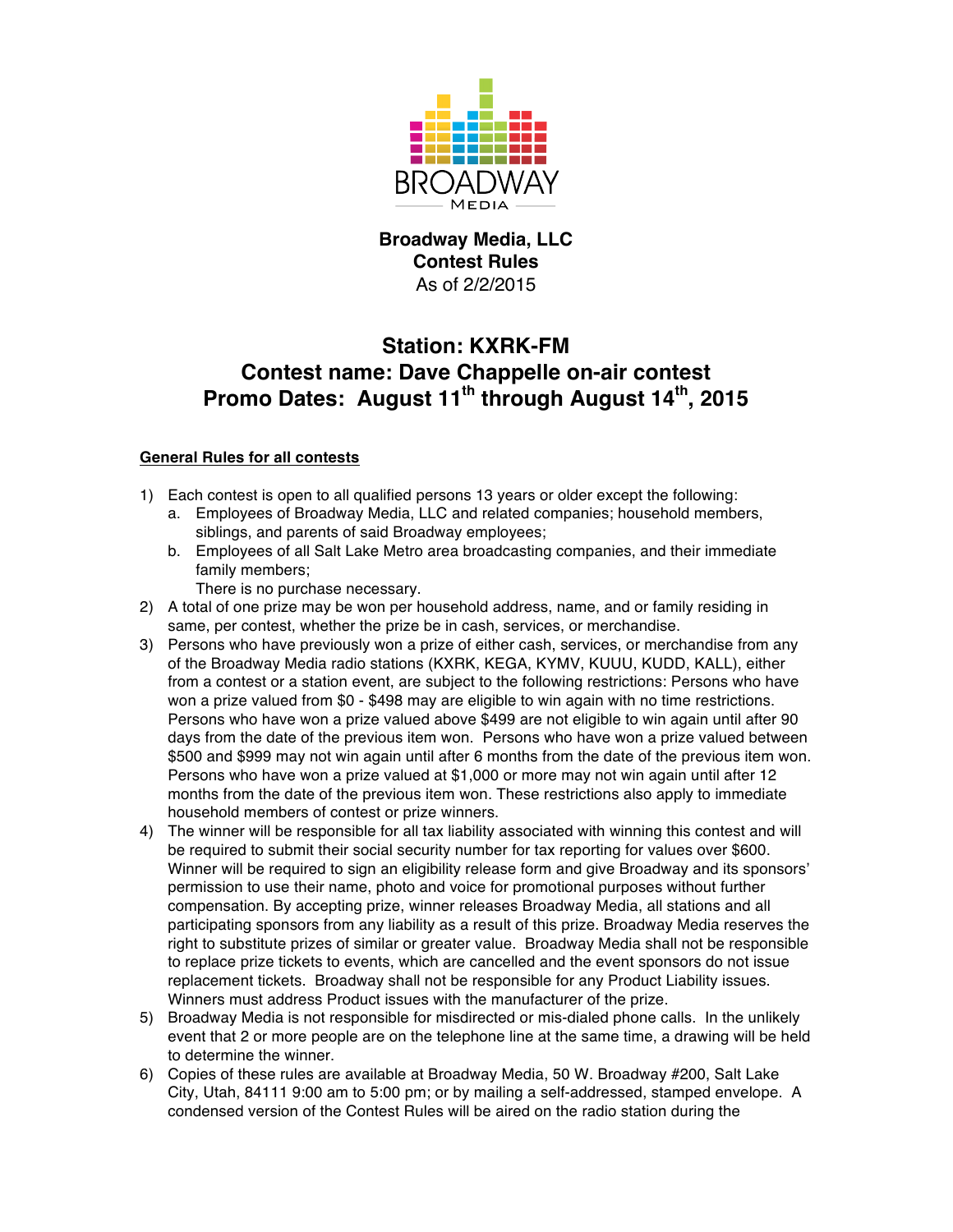**Broadway Media, LLC**
**Contest Rules**
As of 2/2/2015

# Station: KXRK-FM
# Contest name: Dave Chappelle on-air contest
# Promo Dates: August 11th through August 14th, 2015

**General Rules for all contests**

1) Each contest is open to all qualified persons 13 years or older except the following:
   a. Employees of Broadway Media, LLC and related companies; household members, siblings, and parents of said Broadway employees;
   b. Employees of all Salt Lake Metro area broadcasting companies, and their immediate family members;
   
   There is no purchase necessary.
2) A total of one prize may be won per household address, name, and or family residing in same, per contest, whether the prize be in cash, services, or merchandise.
3) Persons who have previously won a prize of either cash, services, or merchandise from any of the Broadway Media radio stations (KXRK, KEGA, KYMV, KUUU, KUDD, KALL), either from a contest or a station event, are subject to the following restrictions: Persons who have won a prize valued from $0 - $498 may are eligible to win again with no time restrictions. Persons who have won a prize valued above $499 are not eligible to win again until after 90 days from the date of the previous item won. Persons who have won a prize valued between $500 and $999 may not win again until after 6 months from the date of the previous item won. Persons who have won a prize valued at $1,000 or more may not win again until after 12 months from the date of the previous item won. These restrictions also apply to immediate household members of contest or prize winners.
4) The winner will be responsible for all tax liability associated with winning this contest and will be required to submit their social security number for tax reporting for values over $600. Winner will be required to sign an eligibility release form and give Broadway and its sponsors' permission to use their name, photo and voice for promotional purposes without further compensation. By accepting prize, winner releases Broadway Media, all stations and all participating sponsors from any liability as a result of this prize. Broadway Media reserves the right to substitute prizes of similar or greater value. Broadway Media shall not be responsible to replace prize tickets to events, which are cancelled and the event sponsors do not issue replacement tickets. Broadway shall not be responsible for any Product Liability issues. Winners must address Product issues with the manufacturer of the prize.
5) Broadway Media is not responsible for misdirected or mis-dialed phone calls. In the unlikely event that 2 or more people are on the telephone line at the same time, a drawing will be held to determine the winner.
6) Copies of these rules are available at Broadway Media, 50 W. Broadway #200, Salt Lake City, Utah, 84111 9:00 am to 5:00 pm; or by mailing a self-addressed, stamped envelope. A condensed version of the Contest Rules will be aired on the radio station during the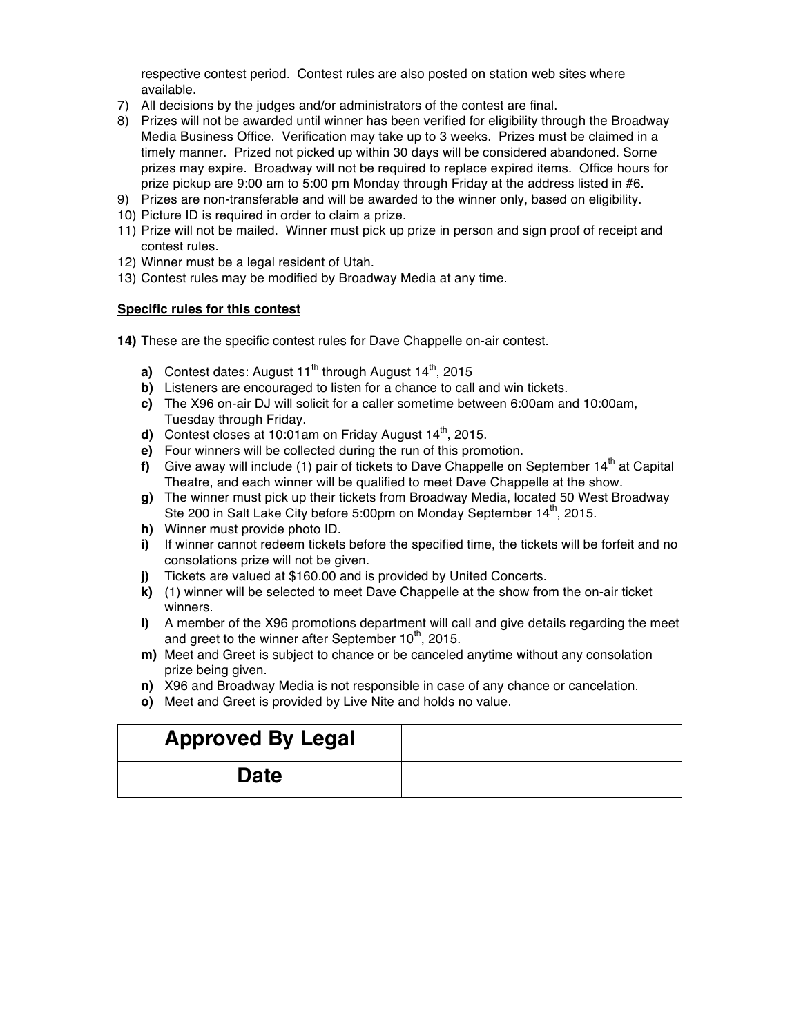respective contest period. Contest rules are also posted on station web sites where available.

7) All decisions by the judges and/or administrators of the contest are final.
8) Prizes will not be awarded until winner has been verified for eligibility through the Broadway Media Business Office. Verification may take up to 3 weeks. Prizes must be claimed in a timely manner. Prized not picked up within 30 days will be considered abandoned. Some prizes may expire. Broadway will not be required to replace expired items. Office hours for prize pickup are 9:00 am to 5:00 pm Monday through Friday at the address listed in #6.
9) Prizes are non-transferable and will be awarded to the winner only, based on eligibility.
10) Picture ID is required in order to claim a prize.
11) Prize will not be mailed. Winner must pick up prize in person and sign proof of receipt and contest rules.
12) Winner must be a legal resident of Utah.
13) Contest rules may be modified by Broadway Media at any time.

**Specific rules for this contest**

**14)** These are the specific contest rules for Dave Chappelle on-air contest.

- **a)** Contest dates: August 11th through August 14th, 2015
- **b)** Listeners are encouraged to listen for a chance to call and win tickets.
- **c)** The X96 on-air DJ will solicit for a caller sometime between 6:00am and 10:00am, Tuesday through Friday.
- **d)** Contest closes at 10:01am on Friday August 14th, 2015.
- **e)** Four winners will be collected during the run of this promotion.
- **f)** Give away will include (1) pair of tickets to Dave Chappelle on September 14th at Capital Theatre, and each winner will be qualified to meet Dave Chappelle at the show.
- **g)** The winner must pick up their tickets from Broadway Media, located 50 West Broadway Ste 200 in Salt Lake City before 5:00pm on Monday September 14th, 2015.
- **h)** Winner must provide photo ID.
- **i)** If winner cannot redeem tickets before the specified time, the tickets will be forfeit and no consolations prize will not be given.
- **j)** Tickets are valued at $160.00 and is provided by United Concerts.
- **k)** (1) winner will be selected to meet Dave Chappelle at the show from the on-air ticket winners.
- **l)** A member of the X96 promotions department will call and give details regarding the meet and greet to the winner after September 10th, 2015.
- **m)** Meet and Greet is subject to chance or be canceled anytime without any consolation prize being given.
- **n)** X96 and Broadway Media is not responsible in case of any chance or cancelation.
- **o)** Meet and Greet is provided by Live Nite and holds no value.

| | |
|---|---|
| **Approved By Legal** | |
| **Date** | |